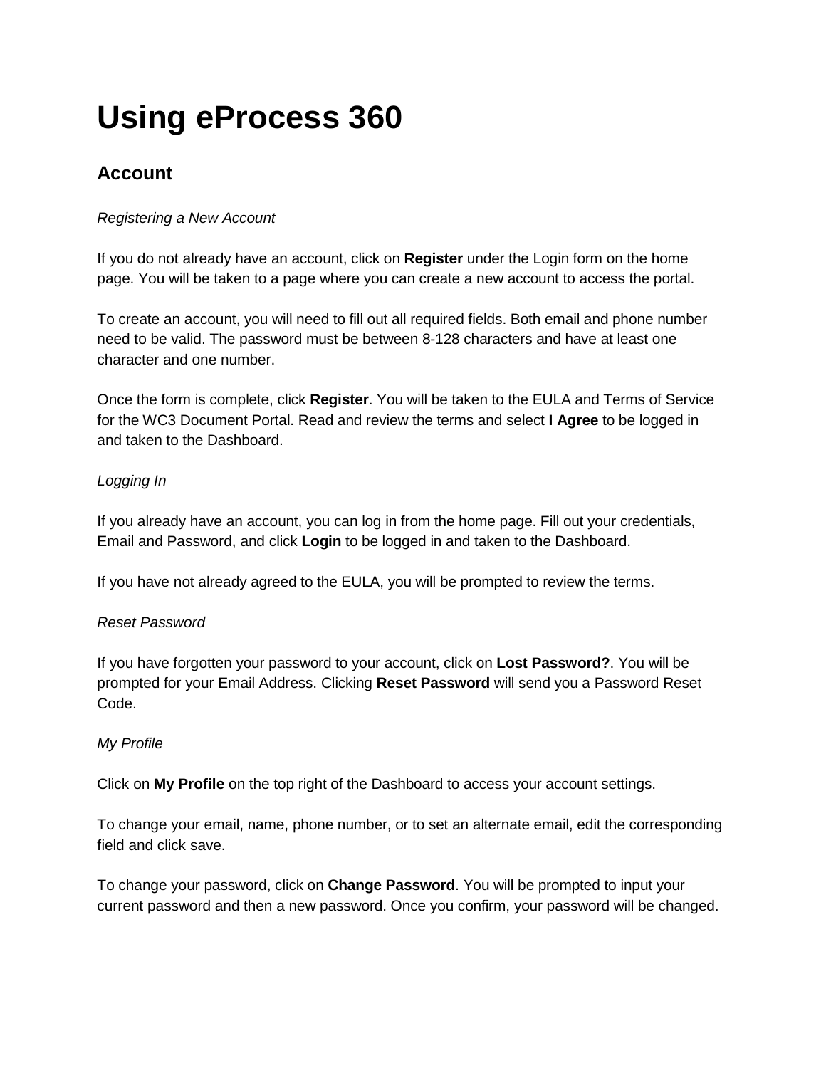# Using eProcess 360

## Account

*Registering a New Account*

If you do not already have an account, click on **Register** under the Login form on the home page. You will be taken to a page where you can create a new account to access the portal.

To create an account, you will need to fill out all required fields. Both email and phone number need to be valid. The password must be between 8-128 characters and have at least one character and one number.

Once the form is complete, click **Register**. You will be taken to the EULA and Terms of Service for the WC3 Document Portal. Read and review the terms and select **I Agree** to be logged in and taken to the Dashboard.

*Logging In*

If you already have an account, you can log in from the home page. Fill out your credentials, Email and Password, and click **Login** to be logged in and taken to the Dashboard.

If you have not already agreed to the EULA, you will be prompted to review the terms.

*Reset Password*

If you have forgotten your password to your account, click on **Lost Password?**. You will be prompted for your Email Address. Clicking **Reset Password** will send you a Password Reset Code.

*My Profile*

Click on **My Profile** on the top right of the Dashboard to access your account settings.

To change your email, name, phone number, or to set an alternate email, edit the corresponding field and click save.

To change your password, click on **Change Password**. You will be prompted to input your current password and then a new password. Once you confirm, your password will be changed.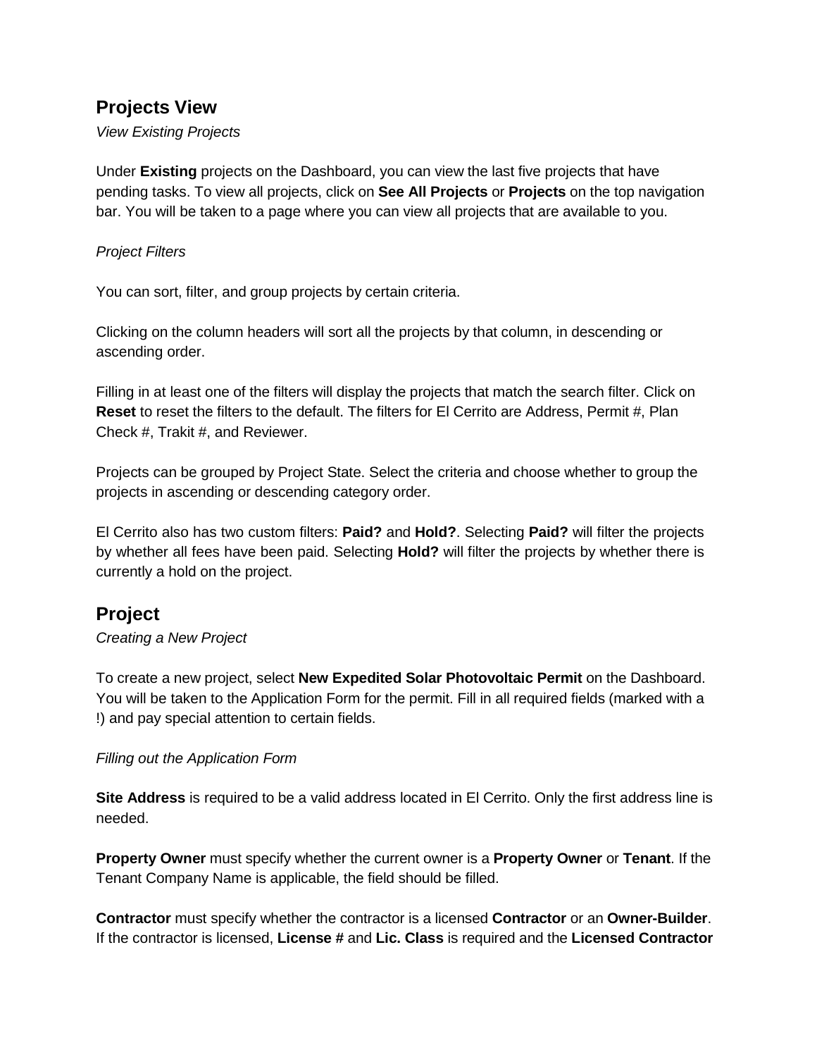## Projects View

*View Existing Projects*

Under **Existing** projects on the Dashboard, you can view the last five projects that have pending tasks. To view all projects, click on **See All Projects** or **Projects** on the top navigation bar. You will be taken to a page where you can view all projects that are available to you.

*Project Filters*

You can sort, filter, and group projects by certain criteria.

Clicking on the column headers will sort all the projects by that column, in descending or ascending order.

Filling in at least one of the filters will display the projects that match the search filter. Click on **Reset** to reset the filters to the default. The filters for El Cerrito are Address, Permit #, Plan Check #, Trakit #, and Reviewer.

Projects can be grouped by Project State. Select the criteria and choose whether to group the projects in ascending or descending category order.

El Cerrito also has two custom filters: **Paid?** and **Hold?**. Selecting **Paid?** will filter the projects by whether all fees have been paid. Selecting **Hold?** will filter the projects by whether there is currently a hold on the project.

## Project

*Creating a New Project*

To create a new project, select **New Expedited Solar Photovoltaic Permit** on the Dashboard. You will be taken to the Application Form for the permit. Fill in all required fields (marked with a !) and pay special attention to certain fields.

*Filling out the Application Form*

**Site Address** is required to be a valid address located in El Cerrito. Only the first address line is needed.

**Property Owner** must specify whether the current owner is a **Property Owner** or **Tenant**. If the Tenant Company Name is applicable, the field should be filled.

**Contractor** must specify whether the contractor is a licensed **Contractor** or an **Owner-Builder**. If the contractor is licensed, **License #** and **Lic. Class** is required and the **Licensed Contractor**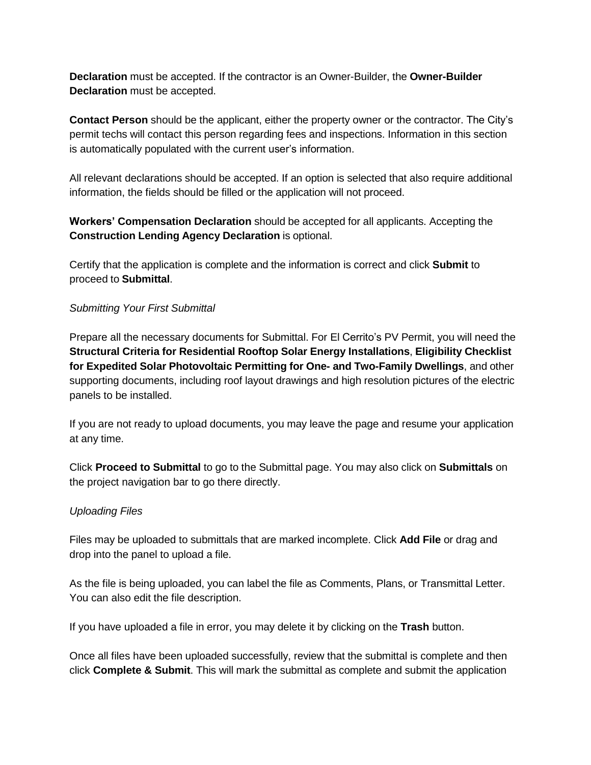**Declaration** must be accepted. If the contractor is an Owner-Builder, the **Owner-Builder Declaration** must be accepted.

**Contact Person** should be the applicant, either the property owner or the contractor. The City's permit techs will contact this person regarding fees and inspections. Information in this section is automatically populated with the current user's information.

All relevant declarations should be accepted. If an option is selected that also require additional information, the fields should be filled or the application will not proceed.

**Workers' Compensation Declaration** should be accepted for all applicants. Accepting the **Construction Lending Agency Declaration** is optional.

Certify that the application is complete and the information is correct and click **Submit** to proceed to **Submittal**.

*Submitting Your First Submittal*

Prepare all the necessary documents for Submittal. For El Cerrito's PV Permit, you will need the **Structural Criteria for Residential Rooftop Solar Energy Installations**, **Eligibility Checklist for Expedited Solar Photovoltaic Permitting for One- and Two-Family Dwellings**, and other supporting documents, including roof layout drawings and high resolution pictures of the electric panels to be installed.

If you are not ready to upload documents, you may leave the page and resume your application at any time.

Click **Proceed to Submittal** to go to the Submittal page. You may also click on **Submittals** on the project navigation bar to go there directly.

*Uploading Files*

Files may be uploaded to submittals that are marked incomplete. Click **Add File** or drag and drop into the panel to upload a file.

As the file is being uploaded, you can label the file as Comments, Plans, or Transmittal Letter. You can also edit the file description.

If you have uploaded a file in error, you may delete it by clicking on the **Trash** button.

Once all files have been uploaded successfully, review that the submittal is complete and then click **Complete & Submit**. This will mark the submittal as complete and submit the application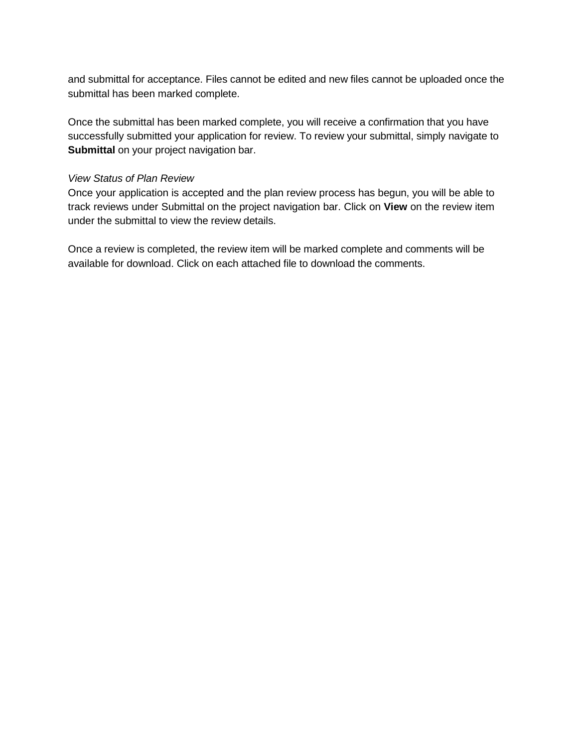and submittal for acceptance. Files cannot be edited and new files cannot be uploaded once the submittal has been marked complete.

Once the submittal has been marked complete, you will receive a confirmation that you have successfully submitted your application for review. To review your submittal, simply navigate to **Submittal** on your project navigation bar.

*View Status of Plan Review*

Once your application is accepted and the plan review process has begun, you will be able to track reviews under Submittal on the project navigation bar. Click on **View** on the review item under the submittal to view the review details.

Once a review is completed, the review item will be marked complete and comments will be available for download. Click on each attached file to download the comments.